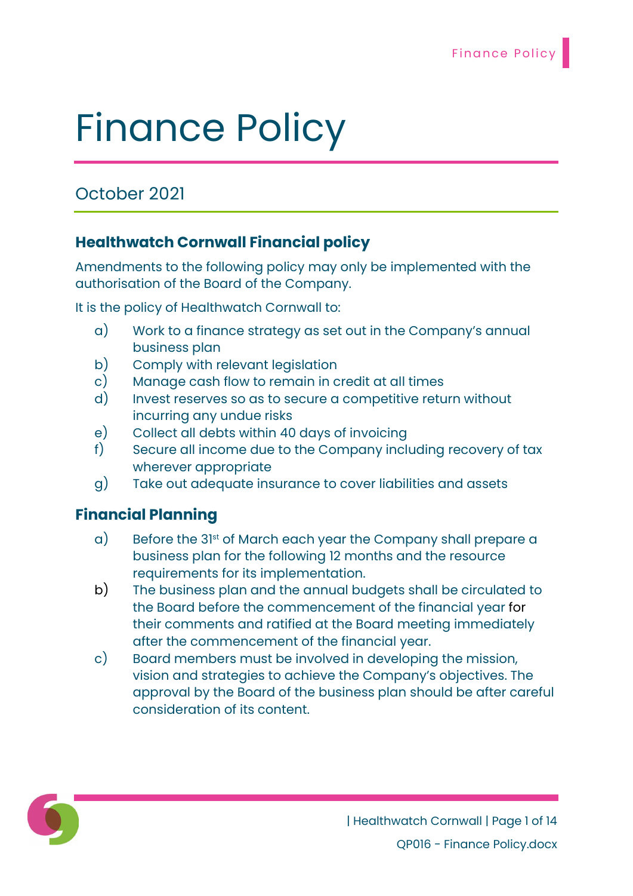# Finance Policy

## October 2021

### Healthwatch Cornwall Financial policy

Amendments to the following policy may only be implemented with the authorisation of the Board of the Company.

It is the policy of Healthwatch Cornwall to:

a) Work to a finance strategy as set out in the Company's annual business plan
b) Comply with relevant legislation
c) Manage cash flow to remain in credit at all times
d) Invest reserves so as to secure a competitive return without incurring any undue risks
e) Collect all debts within 40 days of invoicing
f) Secure all income due to the Company including recovery of tax wherever appropriate
g) Take out adequate insurance to cover liabilities and assets

### Financial Planning

a) Before the 31st of March each year the Company shall prepare a business plan for the following 12 months and the resource requirements for its implementation.
b) The business plan and the annual budgets shall be circulated to the Board before the commencement of the financial year for their comments and ratified at the Board meeting immediately after the commencement of the financial year.
c) Board members must be involved in developing the mission, vision and strategies to achieve the Company's objectives. The approval by the Board of the business plan should be after careful consideration of its content.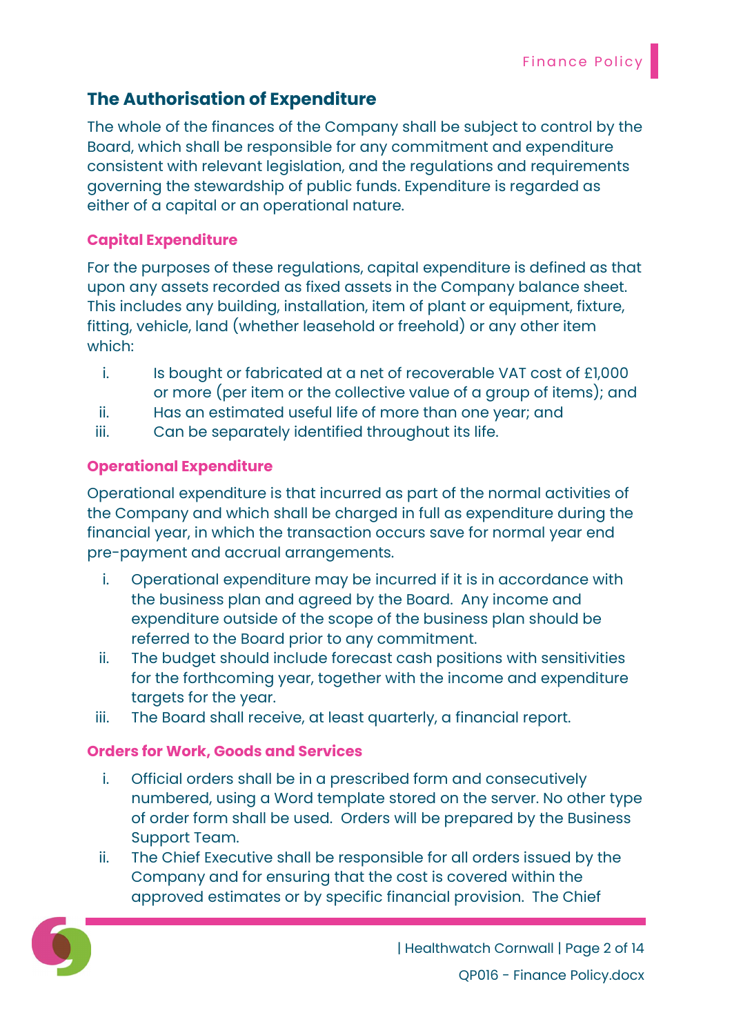## The Authorisation of Expenditure

The whole of the finances of the Company shall be subject to control by the Board, which shall be responsible for any commitment and expenditure consistent with relevant legislation, and the regulations and requirements governing the stewardship of public funds. Expenditure is regarded as either of a capital or an operational nature.

### Capital Expenditure

For the purposes of these regulations, capital expenditure is defined as that upon any assets recorded as fixed assets in the Company balance sheet. This includes any building, installation, item of plant or equipment, fixture, fitting, vehicle, land (whether leasehold or freehold) or any other item which:

i. Is bought or fabricated at a net of recoverable VAT cost of £1,000 or more (per item or the collective value of a group of items); and
ii. Has an estimated useful life of more than one year; and
iii. Can be separately identified throughout its life.

### Operational Expenditure

Operational expenditure is that incurred as part of the normal activities of the Company and which shall be charged in full as expenditure during the financial year, in which the transaction occurs save for normal year end pre-payment and accrual arrangements.

i. Operational expenditure may be incurred if it is in accordance with the business plan and agreed by the Board. Any income and expenditure outside of the scope of the business plan should be referred to the Board prior to any commitment.
ii. The budget should include forecast cash positions with sensitivities for the forthcoming year, together with the income and expenditure targets for the year.
iii. The Board shall receive, at least quarterly, a financial report.

### Orders for Work, Goods and Services

i. Official orders shall be in a prescribed form and consecutively numbered, using a Word template stored on the server. No other type of order form shall be used. Orders will be prepared by the Business Support Team.
ii. The Chief Executive shall be responsible for all orders issued by the Company and for ensuring that the cost is covered within the approved estimates or by specific financial provision. The Chief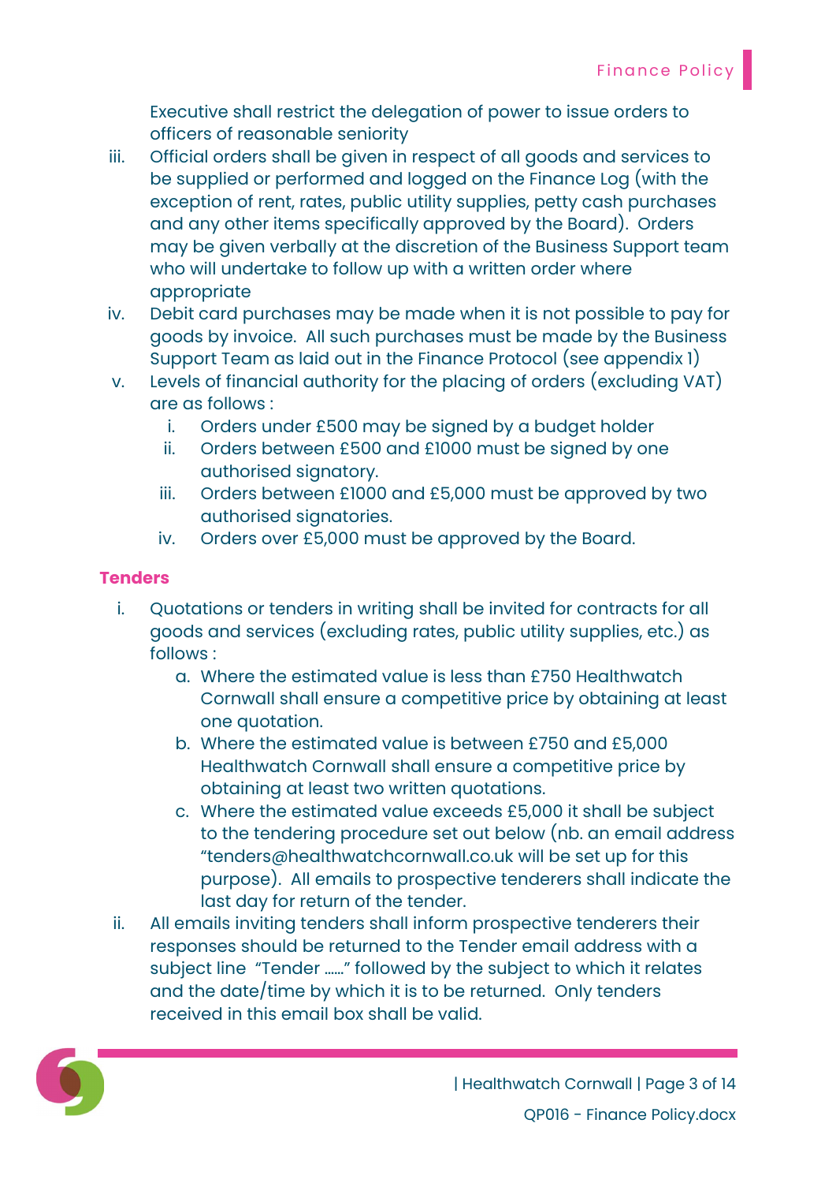Executive shall restrict the delegation of power to issue orders to officers of reasonable seniority

iii. Official orders shall be given in respect of all goods and services to be supplied or performed and logged on the Finance Log (with the exception of rent, rates, public utility supplies, petty cash purchases and any other items specifically approved by the Board). Orders may be given verbally at the discretion of the Business Support team who will undertake to follow up with a written order where appropriate

iv. Debit card purchases may be made when it is not possible to pay for goods by invoice. All such purchases must be made by the Business Support Team as laid out in the Finance Protocol (see appendix 1)

v. Levels of financial authority for the placing of orders (excluding VAT) are as follows :
   i. Orders under £500 may be signed by a budget holder
   ii. Orders between £500 and £1000 must be signed by one authorised signatory.
   iii. Orders between £1000 and £5,000 must be approved by two authorised signatories.
   iv. Orders over £5,000 must be approved by the Board.

**Tenders**

i. Quotations or tenders in writing shall be invited for contracts for all goods and services (excluding rates, public utility supplies, etc.) as follows :
   a. Where the estimated value is less than £750 Healthwatch Cornwall shall ensure a competitive price by obtaining at least one quotation.
   b. Where the estimated value is between £750 and £5,000 Healthwatch Cornwall shall ensure a competitive price by obtaining at least two written quotations.
   c. Where the estimated value exceeds £5,000 it shall be subject to the tendering procedure set out below (nb. an email address "tenders@healthwatchcornwall.co.uk will be set up for this purpose). All emails to prospective tenderers shall indicate the last day for return of the tender.

ii. All emails inviting tenders shall inform prospective tenderers their responses should be returned to the Tender email address with a subject line "Tender ……" followed by the subject to which it relates and the date/time by which it is to be returned. Only tenders received in this email box shall be valid.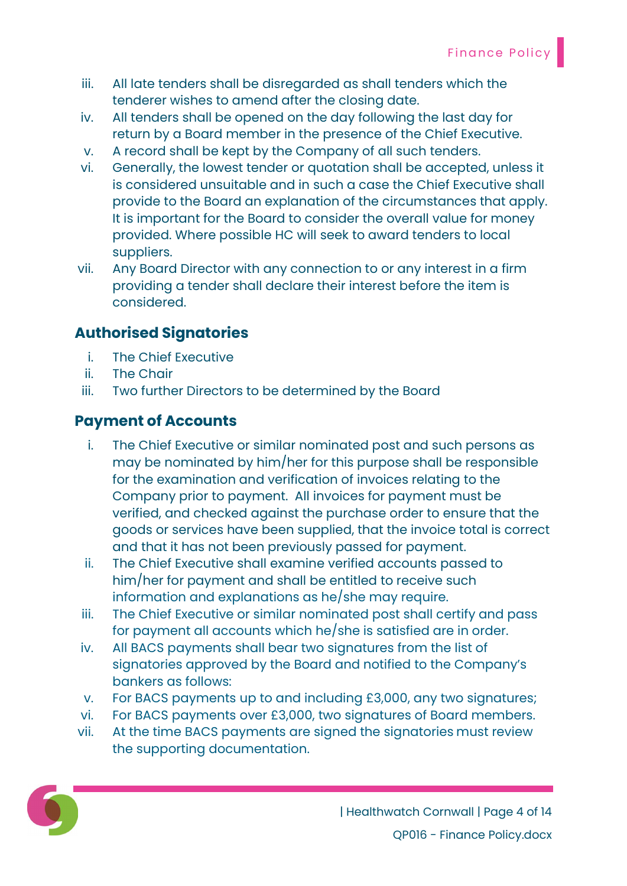iii. All late tenders shall be disregarded as shall tenders which the tenderer wishes to amend after the closing date.
iv. All tenders shall be opened on the day following the last day for return by a Board member in the presence of the Chief Executive.
v. A record shall be kept by the Company of all such tenders.
vi. Generally, the lowest tender or quotation shall be accepted, unless it is considered unsuitable and in such a case the Chief Executive shall provide to the Board an explanation of the circumstances that apply. It is important for the Board to consider the overall value for money provided. Where possible HC will seek to award tenders to local suppliers.
vii. Any Board Director with any connection to or any interest in a firm providing a tender shall declare their interest before the item is considered.

## Authorised Signatories

i. The Chief Executive
ii. The Chair
iii. Two further Directors to be determined by the Board

## Payment of Accounts

i. The Chief Executive or similar nominated post and such persons as may be nominated by him/her for this purpose shall be responsible for the examination and verification of invoices relating to the Company prior to payment. All invoices for payment must be verified, and checked against the purchase order to ensure that the goods or services have been supplied, that the invoice total is correct and that it has not been previously passed for payment.
ii. The Chief Executive shall examine verified accounts passed to him/her for payment and shall be entitled to receive such information and explanations as he/she may require.
iii. The Chief Executive or similar nominated post shall certify and pass for payment all accounts which he/she is satisfied are in order.
iv. All BACS payments shall bear two signatures from the list of signatories approved by the Board and notified to the Company's bankers as follows:
v. For BACS payments up to and including £3,000, any two signatures;
vi. For BACS payments over £3,000, two signatures of Board members.
vii. At the time BACS payments are signed the signatories must review the supporting documentation.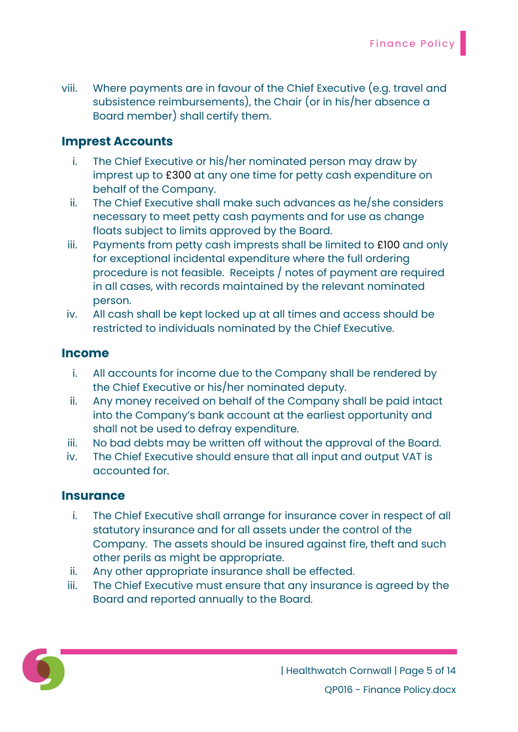viii. Where payments are in favour of the Chief Executive (e.g. travel and subsistence reimbursements), the Chair (or in his/her absence a Board member) shall certify them.

## Imprest Accounts

i. The Chief Executive or his/her nominated person may draw by imprest up to £300 at any one time for petty cash expenditure on behalf of the Company.
ii. The Chief Executive shall make such advances as he/she considers necessary to meet petty cash payments and for use as change floats subject to limits approved by the Board.
iii. Payments from petty cash imprests shall be limited to £100 and only for exceptional incidental expenditure where the full ordering procedure is not feasible. Receipts / notes of payment are required in all cases, with records maintained by the relevant nominated person.
iv. All cash shall be kept locked up at all times and access should be restricted to individuals nominated by the Chief Executive.

## Income

i. All accounts for income due to the Company shall be rendered by the Chief Executive or his/her nominated deputy.
ii. Any money received on behalf of the Company shall be paid intact into the Company's bank account at the earliest opportunity and shall not be used to defray expenditure.
iii. No bad debts may be written off without the approval of the Board.
iv. The Chief Executive should ensure that all input and output VAT is accounted for.

## Insurance

i. The Chief Executive shall arrange for insurance cover in respect of all statutory insurance and for all assets under the control of the Company. The assets should be insured against fire, theft and such other perils as might be appropriate.
ii. Any other appropriate insurance shall be effected.
iii. The Chief Executive must ensure that any insurance is agreed by the Board and reported annually to the Board.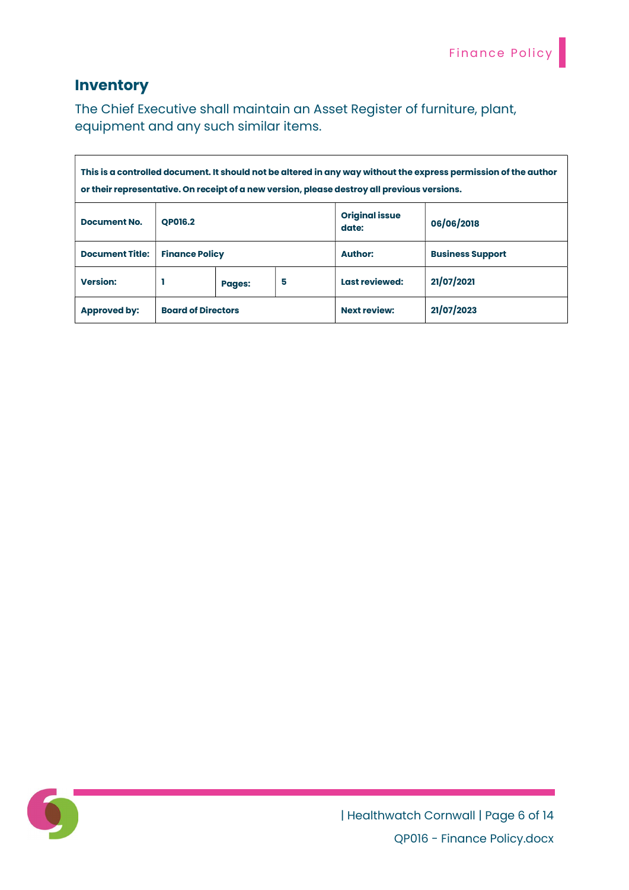## Inventory

The Chief Executive shall maintain an Asset Register of furniture, plant, equipment and any such similar items.

| This is a controlled document. It should not be altered in any way without the express permission of the author or their representative. On receipt of a new version, please destroy all previous versions. | | | | | |
|---|---|---|---|---|---|
| **Document No.** | **QP016.2** | | | **Original issue date:** | **06/06/2018** |
| **Document Title:** | **Finance Policy** | | | **Author:** | **Business Support** |
| **Version:** | **1** | **Pages:** | **5** | **Last reviewed:** | **21/07/2021** |
| **Approved by:** | **Board of Directors** | | | **Next review:** | **21/07/2023** |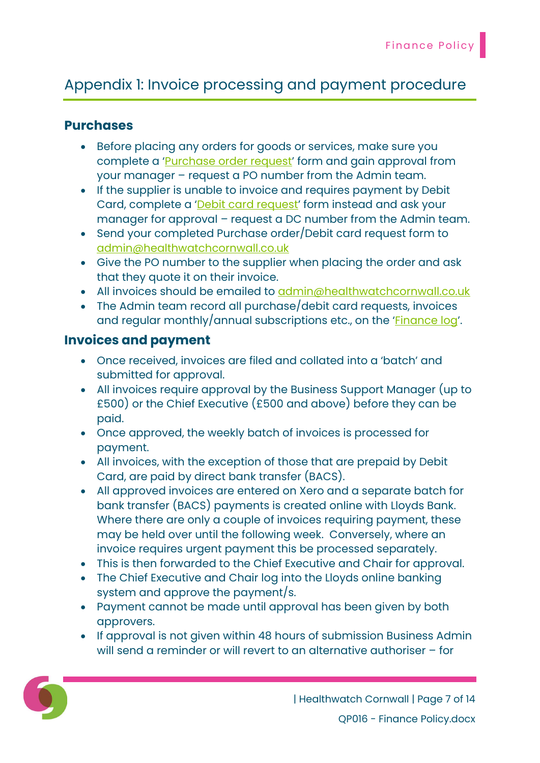## Appendix 1: Invoice processing and payment procedure

### Purchases

- Before placing any orders for goods or services, make sure you complete a 'Purchase order request' form and gain approval from your manager – request a PO number from the Admin team.
- If the supplier is unable to invoice and requires payment by Debit Card, complete a 'Debit card request' form instead and ask your manager for approval – request a DC number from the Admin team.
- Send your completed Purchase order/Debit card request form to admin@healthwatchcornwall.co.uk
- Give the PO number to the supplier when placing the order and ask that they quote it on their invoice.
- All invoices should be emailed to admin@healthwatchcornwall.co.uk
- The Admin team record all purchase/debit card requests, invoices and regular monthly/annual subscriptions etc., on the 'Finance log'.

### Invoices and payment

- Once received, invoices are filed and collated into a 'batch' and submitted for approval.
- All invoices require approval by the Business Support Manager (up to £500) or the Chief Executive (£500 and above) before they can be paid.
- Once approved, the weekly batch of invoices is processed for payment.
- All invoices, with the exception of those that are prepaid by Debit Card, are paid by direct bank transfer (BACS).
- All approved invoices are entered on Xero and a separate batch for bank transfer (BACS) payments is created online with Lloyds Bank. Where there are only a couple of invoices requiring payment, these may be held over until the following week. Conversely, where an invoice requires urgent payment this be processed separately.
- This is then forwarded to the Chief Executive and Chair for approval.
- The Chief Executive and Chair log into the Lloyds online banking system and approve the payment/s.
- Payment cannot be made until approval has been given by both approvers.
- If approval is not given within 48 hours of submission Business Admin will send a reminder or will revert to an alternative authoriser – for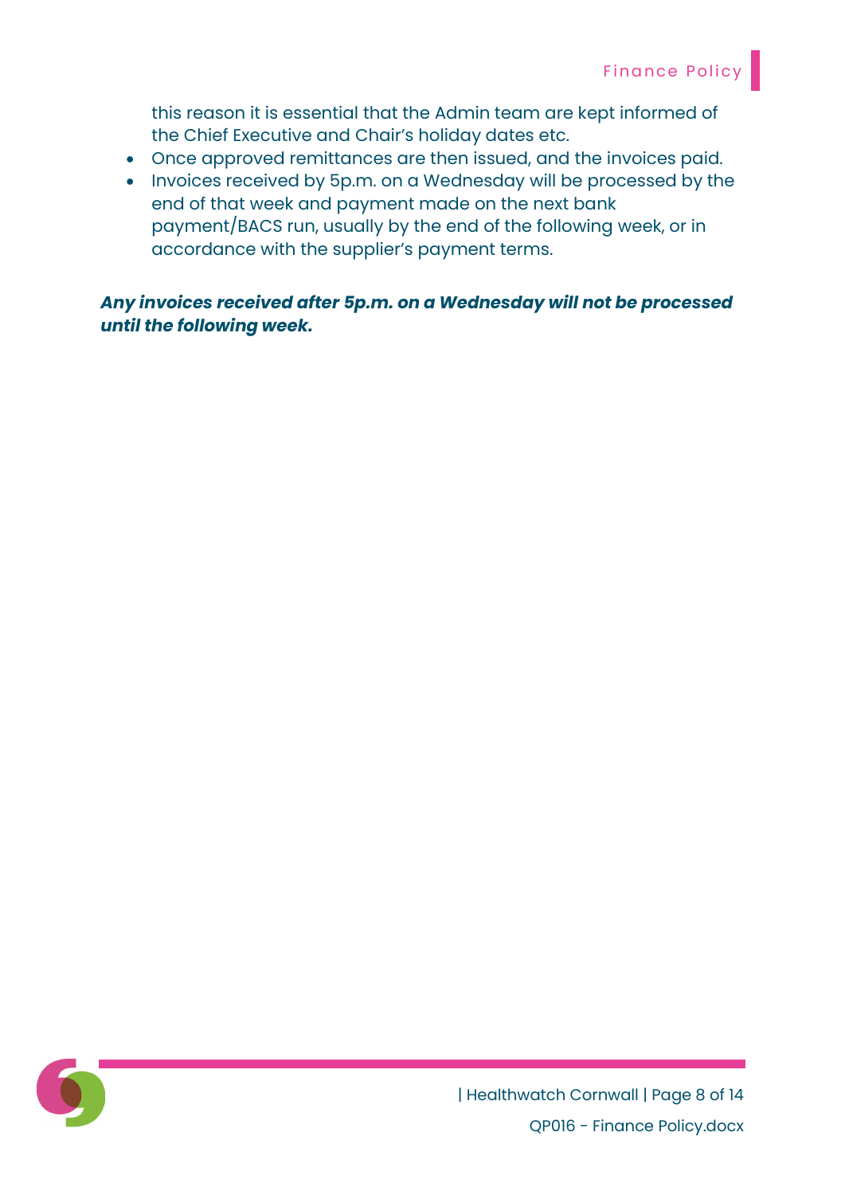this reason it is essential that the Admin team are kept informed of the Chief Executive and Chair's holiday dates etc.

- Once approved remittances are then issued, and the invoices paid.
- Invoices received by 5p.m. on a Wednesday will be processed by the end of that week and payment made on the next bank payment/BACS run, usually by the end of the following week, or in accordance with the supplier's payment terms.

***Any invoices received after 5p.m. on a Wednesday will not be processed until the following week.***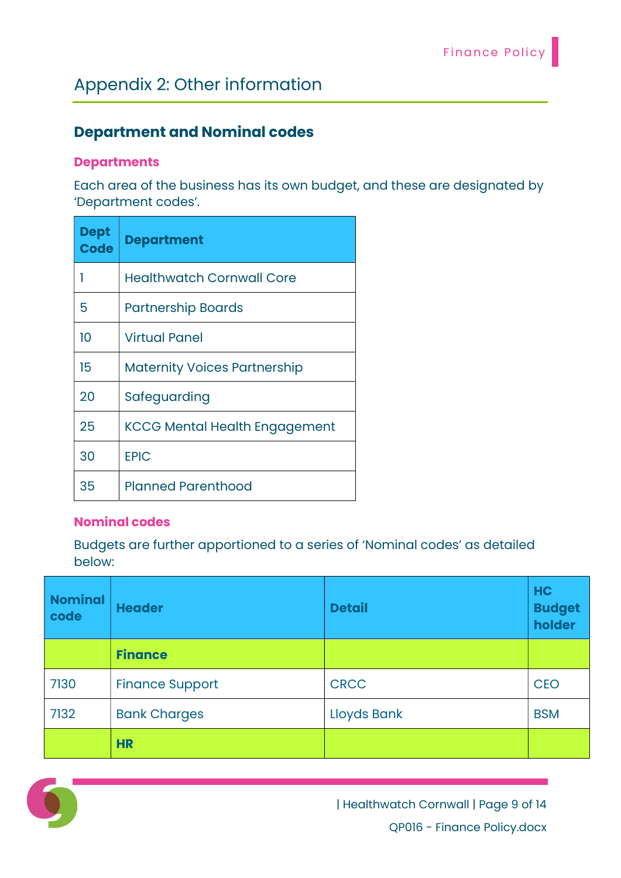# Appendix 2: Other information

## Department and Nominal codes

### Departments

Each area of the business has its own budget, and these are designated by 'Department codes'.

| Dept Code | Department |
|---|---|
| 1 | Healthwatch Cornwall Core |
| 5 | Partnership Boards |
| 10 | Virtual Panel |
| 15 | Maternity Voices Partnership |
| 20 | Safeguarding |
| 25 | KCCG Mental Health Engagement |
| 30 | EPIC |
| 35 | Planned Parenthood |

### Nominal codes

Budgets are further apportioned to a series of 'Nominal codes' as detailed below:

| Nominal code | Header | Detail | HC Budget holder |
|---|---|---|---|
| | **Finance** | | |
| 7130 | Finance Support | CRCC | CEO |
| 7132 | Bank Charges | Lloyds Bank | BSM |
| | **HR** | | |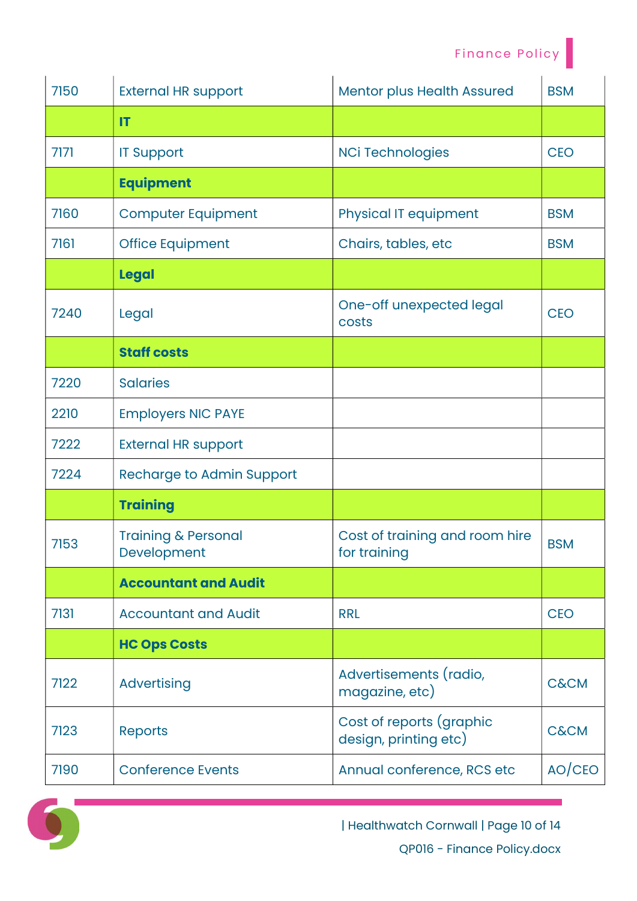| 7150 | External HR support | Mentor plus Health Assured | BSM |
|---|---|---|---|
| | **IT** | | |
| 7171 | IT Support | NCi Technologies | CEO |
| | **Equipment** | | |
| 7160 | Computer Equipment | Physical IT equipment | BSM |
| 7161 | Office Equipment | Chairs, tables, etc | BSM |
| | **Legal** | | |
| 7240 | Legal | One-off unexpected legal costs | CEO |
| | **Staff costs** | | |
| 7220 | Salaries | | |
| 2210 | Employers NIC PAYE | | |
| 7222 | External HR support | | |
| 7224 | Recharge to Admin Support | | |
| | **Training** | | |
| 7153 | Training & Personal Development | Cost of training and room hire for training | BSM |
| | **Accountant and Audit** | | |
| 7131 | Accountant and Audit | RRL | CEO |
| | **HC Ops Costs** | | |
| 7122 | Advertising | Advertisements (radio, magazine, etc) | C&CM |
| 7123 | Reports | Cost of reports (graphic design, printing etc) | C&CM |
| 7190 | Conference Events | Annual conference, RCS etc | AO/CEO |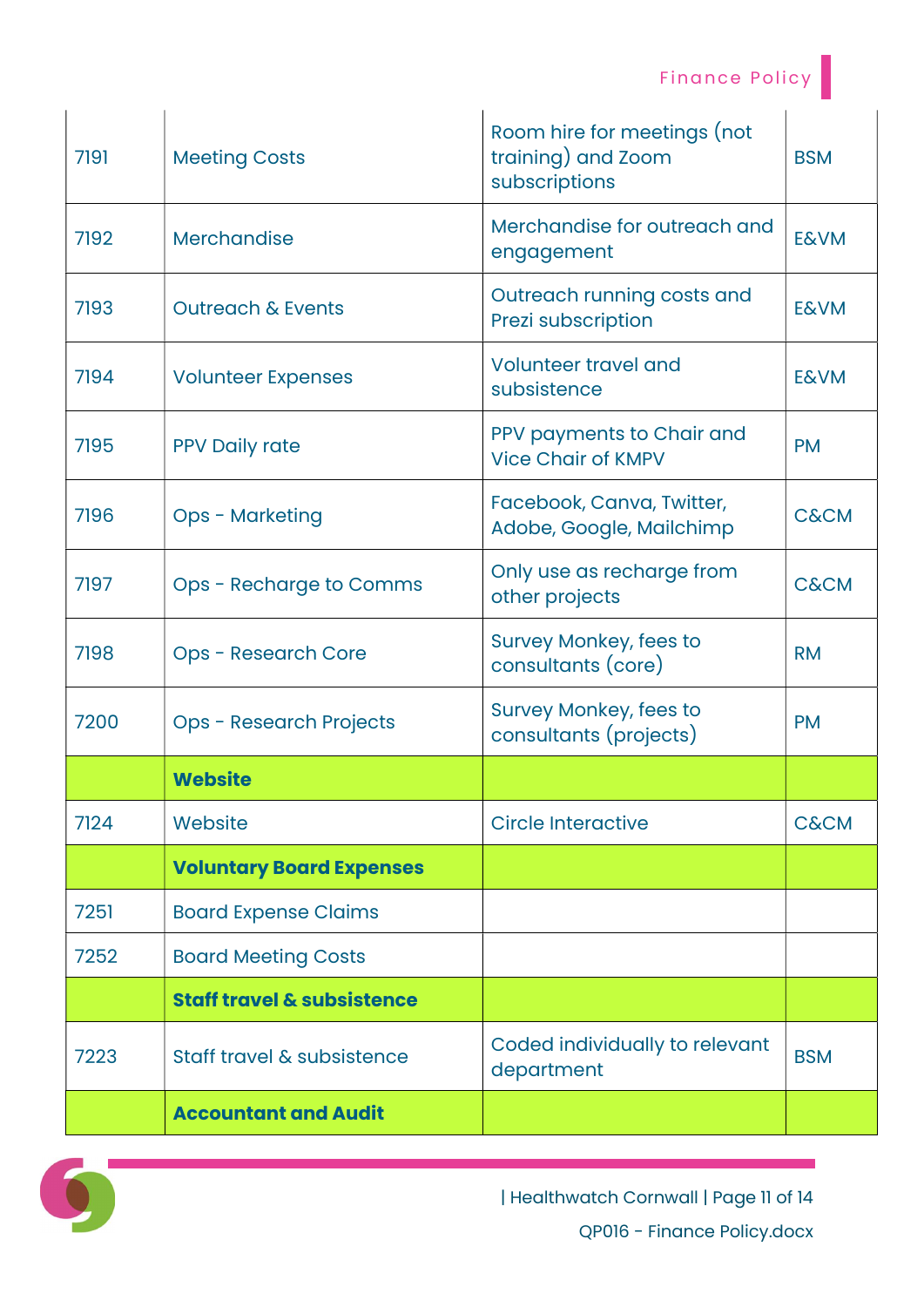| | | | |
|---|---|---|---|
| 7191 | Meeting Costs | Room hire for meetings (not training) and Zoom subscriptions | BSM |
| 7192 | Merchandise | Merchandise for outreach and engagement | E&VM |
| 7193 | Outreach & Events | Outreach running costs and Prezi subscription | E&VM |
| 7194 | Volunteer Expenses | Volunteer travel and subsistence | E&VM |
| 7195 | PPV Daily rate | PPV payments to Chair and Vice Chair of KMPV | PM |
| 7196 | Ops - Marketing | Facebook, Canva, Twitter, Adobe, Google, Mailchimp | C&CM |
| 7197 | Ops - Recharge to Comms | Only use as recharge from other projects | C&CM |
| 7198 | Ops - Research Core | Survey Monkey, fees to consultants (core) | RM |
| 7200 | Ops - Research Projects | Survey Monkey, fees to consultants (projects) | PM |
| | **Website** | | |
| 7124 | Website | Circle Interactive | C&CM |
| | **Voluntary Board Expenses** | | |
| 7251 | Board Expense Claims | | |
| 7252 | Board Meeting Costs | | |
| | **Staff travel & subsistence** | | |
| 7223 | Staff travel & subsistence | Coded individually to relevant department | BSM |
| | **Accountant and Audit** | | |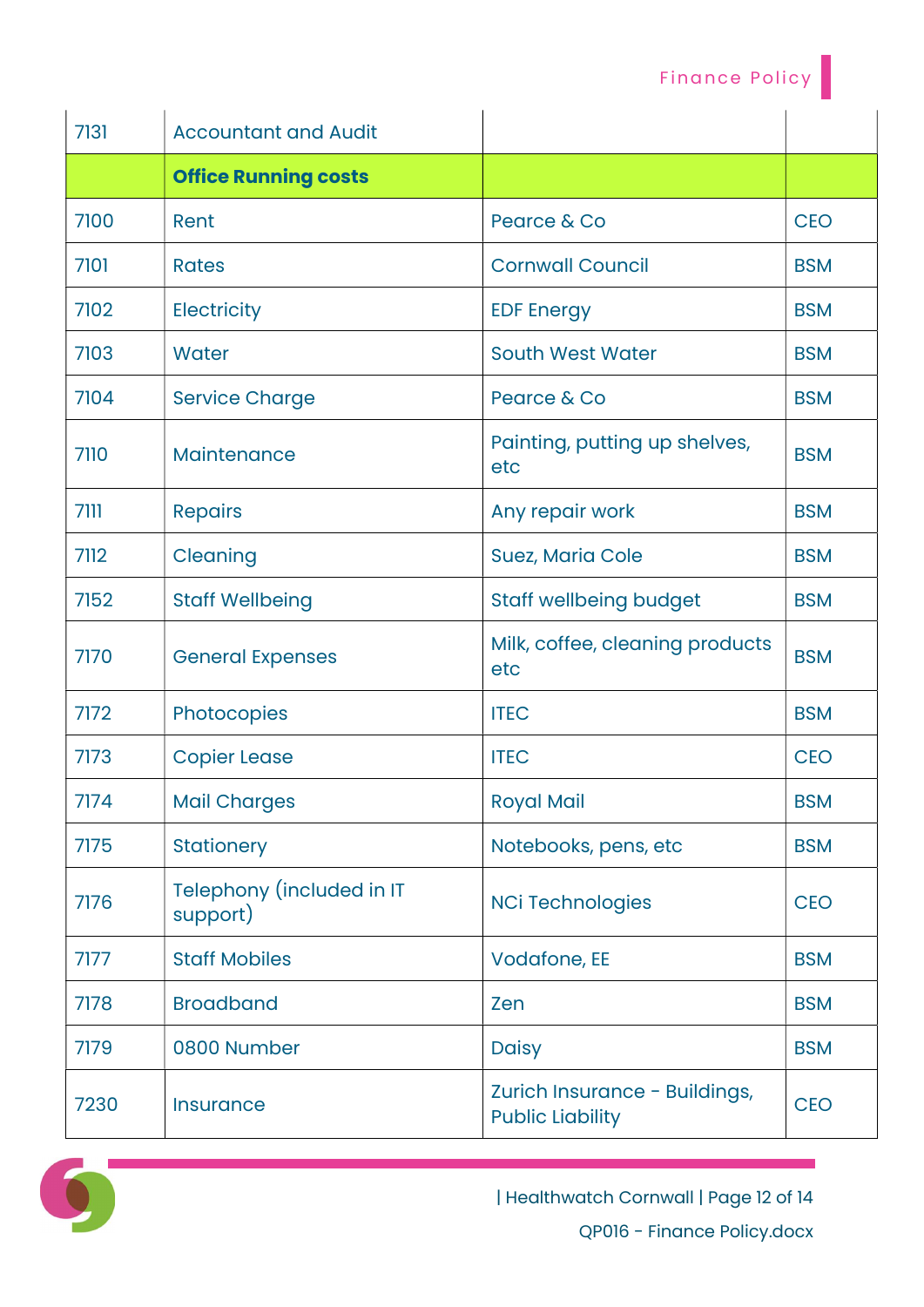| 7131 | Accountant and Audit | | |
|---|---|---|---|
| | **Office Running costs** | | |
| 7100 | Rent | Pearce & Co | CEO |
| 7101 | Rates | Cornwall Council | BSM |
| 7102 | Electricity | EDF Energy | BSM |
| 7103 | Water | South West Water | BSM |
| 7104 | Service Charge | Pearce & Co | BSM |
| 7110 | Maintenance | Painting, putting up shelves, etc | BSM |
| 7111 | Repairs | Any repair work | BSM |
| 7112 | Cleaning | Suez, Maria Cole | BSM |
| 7152 | Staff Wellbeing | Staff wellbeing budget | BSM |
| 7170 | General Expenses | Milk, coffee, cleaning products etc | BSM |
| 7172 | Photocopies | ITEC | BSM |
| 7173 | Copier Lease | ITEC | CEO |
| 7174 | Mail Charges | Royal Mail | BSM |
| 7175 | Stationery | Notebooks, pens, etc | BSM |
| 7176 | Telephony (included in IT support) | NCi Technologies | CEO |
| 7177 | Staff Mobiles | Vodafone, EE | BSM |
| 7178 | Broadband | Zen | BSM |
| 7179 | 0800 Number | Daisy | BSM |
| 7230 | Insurance | Zurich Insurance - Buildings, Public Liability | CEO |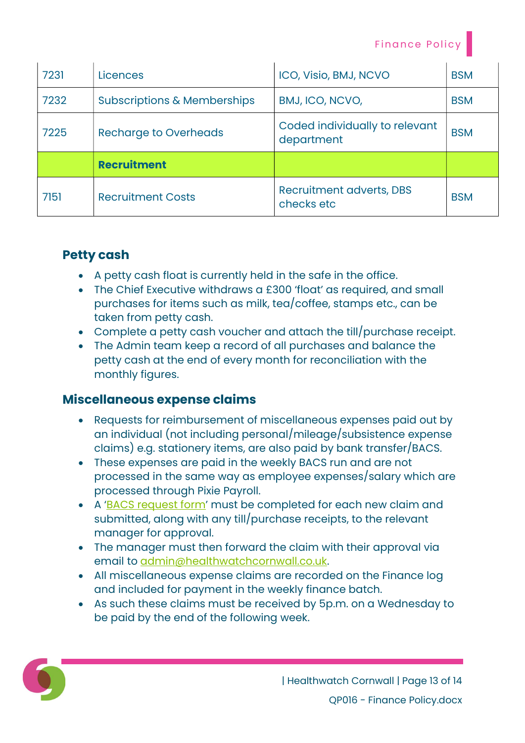| | | | |
|---|---|---|---|
| 7231 | Licences | ICO, Visio, BMJ, NCVO | BSM |
| 7232 | Subscriptions & Memberships | BMJ, ICO, NCVO, | BSM |
| 7225 | Recharge to Overheads | Coded individually to relevant department | BSM |
| | **Recruitment** | | |
| 7151 | Recruitment Costs | Recruitment adverts, DBS checks etc | BSM |

## Petty cash

- A petty cash float is currently held in the safe in the office.
- The Chief Executive withdraws a £300 'float' as required, and small purchases for items such as milk, tea/coffee, stamps etc., can be taken from petty cash.
- Complete a petty cash voucher and attach the till/purchase receipt.
- The Admin team keep a record of all purchases and balance the petty cash at the end of every month for reconciliation with the monthly figures.

## Miscellaneous expense claims

- Requests for reimbursement of miscellaneous expenses paid out by an individual (not including personal/mileage/subsistence expense claims) e.g. stationery items, are also paid by bank transfer/BACS.
- These expenses are paid in the weekly BACS run and are not processed in the same way as employee expenses/salary which are processed through Pixie Payroll.
- A 'BACS request form' must be completed for each new claim and submitted, along with any till/purchase receipts, to the relevant manager for approval.
- The manager must then forward the claim with their approval via email to admin@healthwatchcornwall.co.uk.
- All miscellaneous expense claims are recorded on the Finance log and included for payment in the weekly finance batch.
- As such these claims must be received by 5p.m. on a Wednesday to be paid by the end of the following week.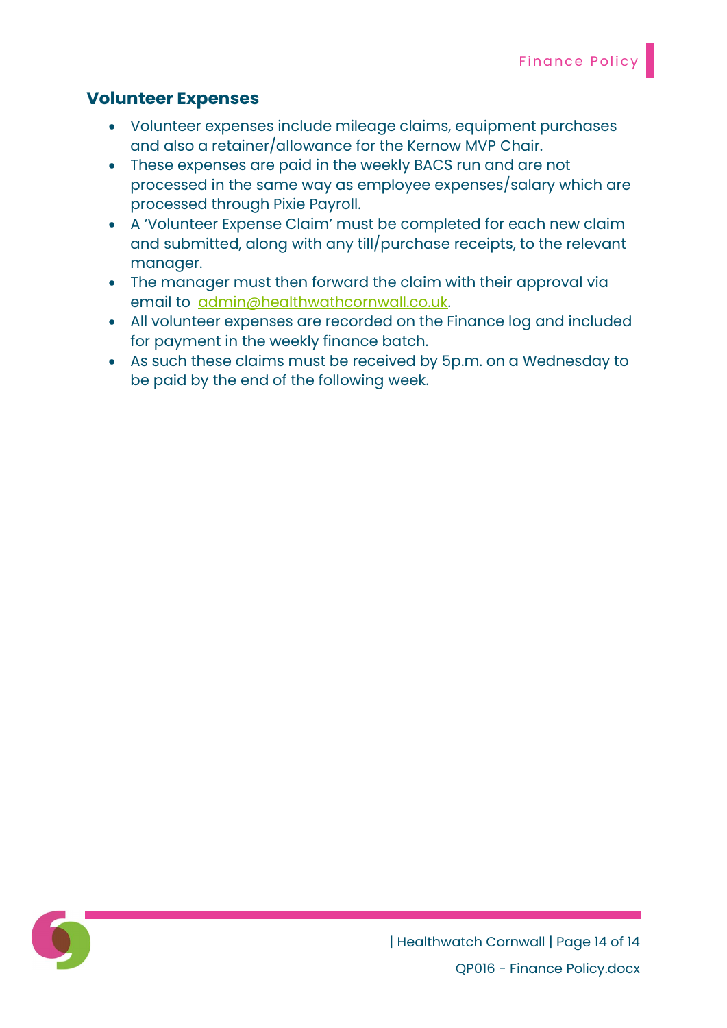## Volunteer Expenses

- Volunteer expenses include mileage claims, equipment purchases and also a retainer/allowance for the Kernow MVP Chair.
- These expenses are paid in the weekly BACS run and are not processed in the same way as employee expenses/salary which are processed through Pixie Payroll.
- A 'Volunteer Expense Claim' must be completed for each new claim and submitted, along with any till/purchase receipts, to the relevant manager.
- The manager must then forward the claim with their approval via email to admin@healthwathcornwall.co.uk.
- All volunteer expenses are recorded on the Finance log and included for payment in the weekly finance batch.
- As such these claims must be received by 5p.m. on a Wednesday to be paid by the end of the following week.